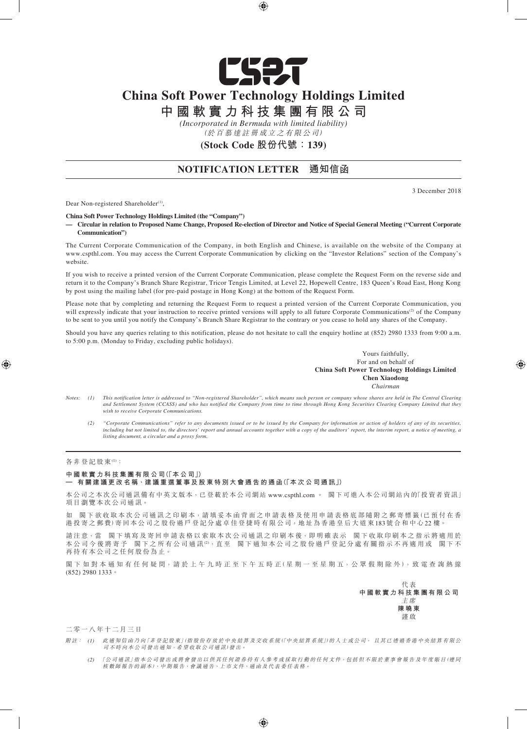# China Soft Power Technology Holdings Limited

# 中國軟實力科技集團有限公司

*(Incorporated in Bermuda with limited liability)*

*(於百慕達註冊成立之有限公司)*

**(Stock Code 股份代號：139)**

## NOTIFICATION LETTER 通知信函

3 December 2018

Dear Non-registered Shareholder[1],

**China Soft Power Technology Holdings Limited (the "Company")**

**— Circular in relation to Proposed Name Change, Proposed Re-election of Director and Notice of Special General Meeting ("Current Corporate Communication")**

The Current Corporate Communication of the Company, in both English and Chinese, is available on the website of the Company at www.cspthl.com. You may access the Current Corporate Communication by clicking on the "Investor Relations" section of the Company's website.

If you wish to receive a printed version of the Current Corporate Communication, please complete the Request Form on the reverse side and return it to the Company's Branch Share Registrar, Tricor Tengis Limited, at Level 22, Hopewell Centre, 183 Queen's Road East, Hong Kong by post using the mailing label (for pre-paid postage in Hong Kong) at the bottom of the Request Form.

Please note that by completing and returning the Request Form to request a printed version of the Current Corporate Communication, you will expressly indicate that your instruction to receive printed versions will apply to all future Corporate Communications[2] of the Company to be sent to you until you notify the Company's Branch Share Registrar to the contrary or you cease to hold any shares of the Company.

Should you have any queries relating to this notification, please do not hesitate to call the enquiry hotline at (852) 2980 1333 from 9:00 a.m. to 5:00 p.m. (Monday to Friday, excluding public holidays).

Yours faithfully,
For and on behalf of
**China Soft Power Technology Holdings Limited**
**Chen Xiaodong**
*Chairman*

*Notes: (1) This notification letter is addressed to "Non-registered Shareholder", which means such person or company whose shares are held in The Central Clearing and Settlement System (CCASS) and who has notified the Company from time to time through Hong Kong Securities Clearing Company Limited that they wish to receive Corporate Communications.*

*(2) "Corporate Communications" refer to any documents issued or to be issued by the Company for information or action of holders of any of its securities, including but not limited to, the directors' report and annual accounts together with a copy of the auditors' report, the interim report, a notice of meeting, a listing document, a circular and a proxy form.*

---

各非登記股東[1]：

**中國軟實力科技集團有限公司(「本公司」)**

**— 有關建議更改名稱、建議重選董事及股東特別大會通告的通函(「本次公司通訊」)**

本公司之本次公司通訊備有中英文版本，已登載於本公司網站 www.cspthl.com 。 閣下可進入本公司網站內的「投資者資訊」項目瀏覽本次公司通訊。

如 閣下欲收取本次公司通訊之印刷本，請填妥本函背面之申請表格及使用申請表格底部隨附之郵寄標籤(已預付在香港投寄之郵費)寄回本公司之股份過戶登記分處卓佳登捷時有限公司，地址為香港皇后大道東183號合和中心22樓。

請注意，當 閣下填寫及寄回申請表格以索取本次公司通訊之印刷本後，即明確表示 閣下收取印刷本之指示將適用於本公司今後將寄予 閣下之所有公司通訊[2]，直至 閣下通知本公司之股份過戶登記分處有關指示不再適用或 閣下不再持有本公司之任何股份為止。

閣下如對本通知有任何疑問，請於上午九時正至下午五時正(星期一至星期五，公眾假期除外)，致電查詢熱線(852) 2980 1333。

代表
**中國軟實力科技集團有限公司**
*主席*
**陳曉東**
謹啟

二零一八年十二月三日

*附註： (1) 此通知信函乃向「非登記股東」(指股份存放於中央結算及交收系統(「中央結算系統」)的人士或公司， 且其已透過香港中央結算有限公司不時向本公司發出通知，希望收取公司通訊)發出。*

*(2) 「公司通訊」指本公司發出或將會發出以供其任何證券持有人參考或採取行動的任何文件，包括但不限於董事會報告及年度賬目(連同核數師報告的副本)、中期報告、會議通告、上市文件、通函及代表委任表格。*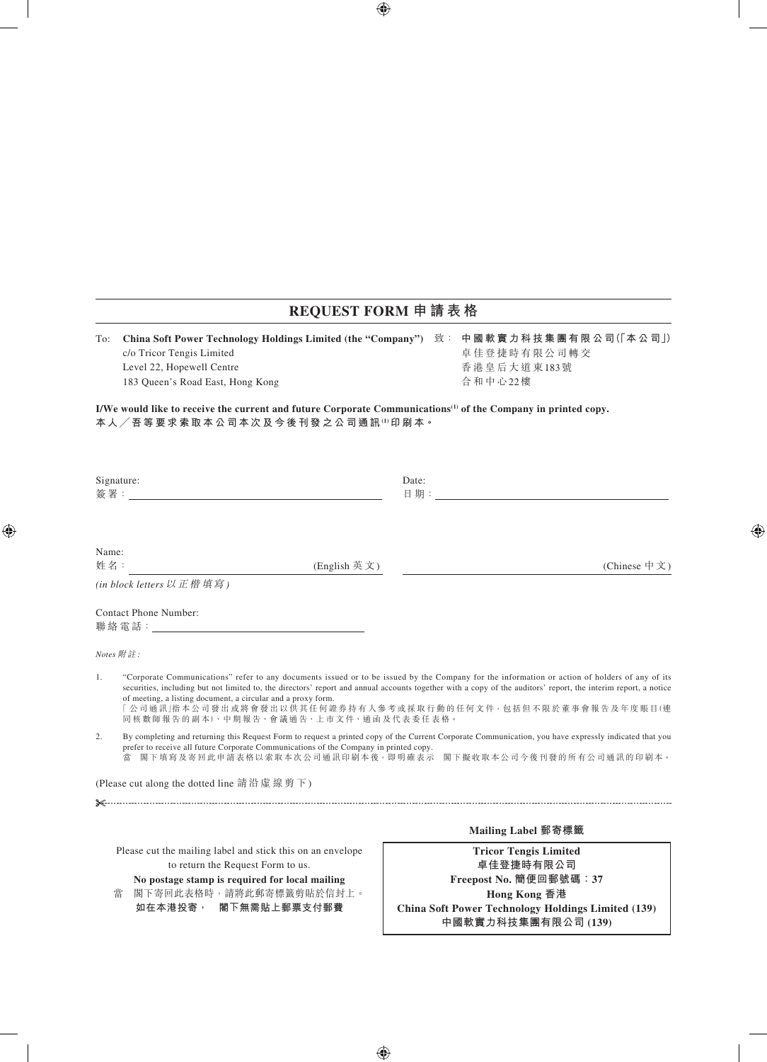# REQUEST FORM 申請表格

To: **China Soft Power Technology Holdings Limited (the "Company")**
c/o Tricor Tengis Limited
Level 22, Hopewell Centre
183 Queen's Road East, Hong Kong

致：**中國軟實力科技集團有限公司(「本公司」)**
卓佳登捷時有限公司轉交
香港皇后大道東183號
合和中心22樓

**I/We would like to receive the current and future Corporate Communications[1] of the Company in printed copy.**
**本人╱吾等要求索取本公司本次及今後刊發之公司通訊[1]印刷本。**

Signature:
簽署：______________________

Date:
日期：______________________

Name:
姓名：______________________ (English 英文) ______________________ (Chinese 中文)

*(in block letters 以正楷填寫)*

Contact Phone Number:
聯絡電話：______________________

*Notes 附註：*

1. "Corporate Communications" refer to any documents issued or to be issued by the Company for the information or action of holders of any of its securities, including but not limited to, the directors' report and annual accounts together with a copy of the auditors' report, the interim report, a notice of meeting, a listing document, a circular and a proxy form.
「公司通訊」指本公司發出或將會發出以供其任何證券持有人參考或採取行動的任何文件，包括但不限於董事會報告及年度賬目(連同核數師報告的副本)、中期報告、會議通告、上市文件、通函及代表委任表格。

2. By completing and returning this Request Form to request a printed copy of the Current Corporate Communication, you have expressly indicated that you prefer to receive all future Corporate Communications of the Company in printed copy.
當　閣下填寫及寄回此申請表格以索取本次公司通訊印刷本後，即明確表示　閣下擬收取本公司今後刊發的所有公司通訊的印刷本。

(Please cut along the dotted line 請沿虛線剪下)

✂------------------------------------------------------------

Please cut the mailing label and stick this on an envelope to return the Request Form to us.
**No postage stamp is required for local mailing**
當　閣下寄回此表格時，請將此郵寄標籤剪貼於信封上。
**如在本港投寄，　閣下無需貼上郵票支付郵費**

**Mailing Label 郵寄標籤**

**Tricor Tengis Limited**
**卓佳登捷時有限公司**
**Freepost No. 簡便回郵號碼：37**
**Hong Kong 香港**
**China Soft Power Technology Holdings Limited (139)**
**中國軟實力科技集團有限公司 (139)**